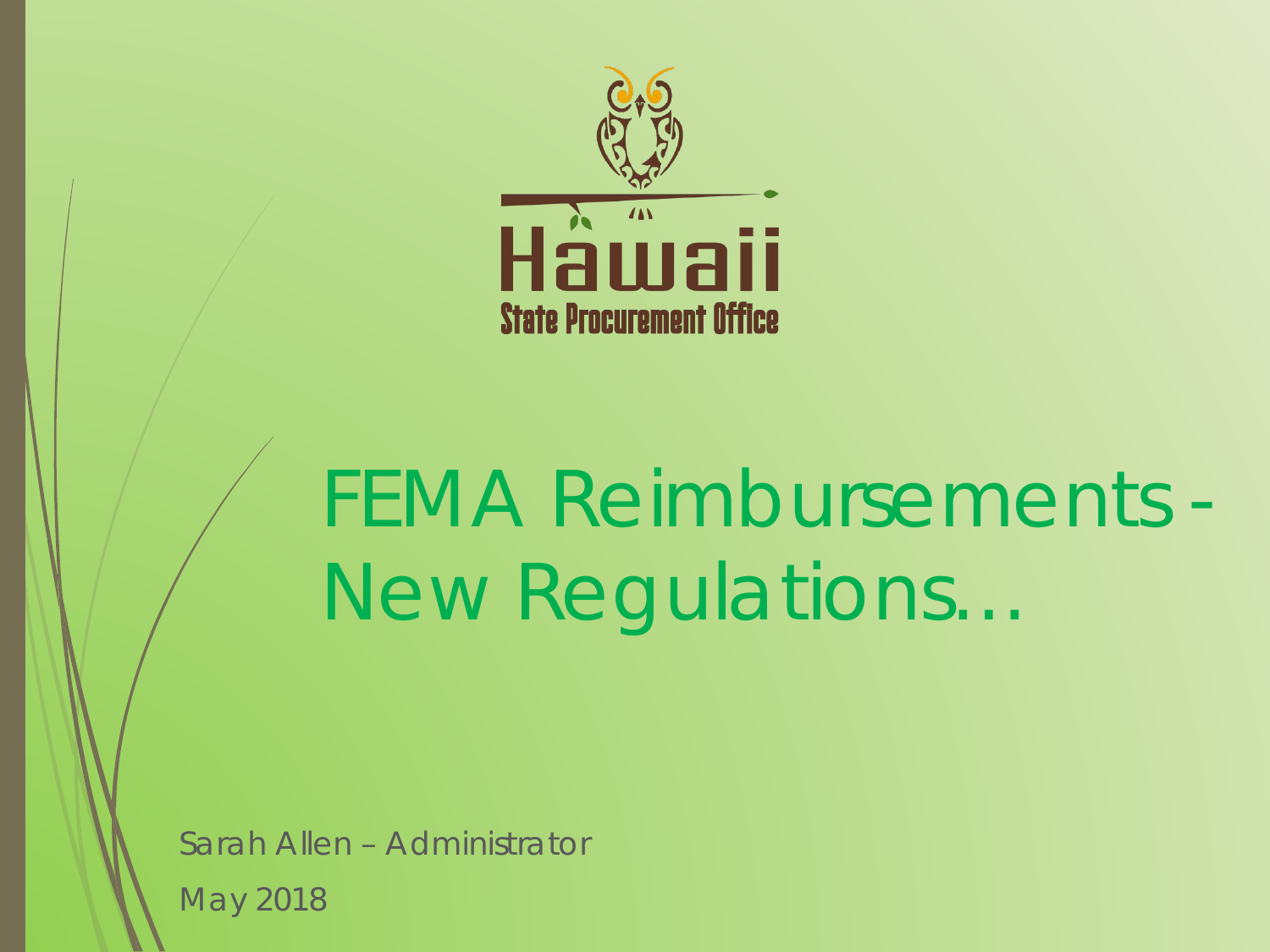Hawaii

State Procurement Office

# FEMA Reimbursements - New Regulations…

Sarah Allen – Administrator

May 2018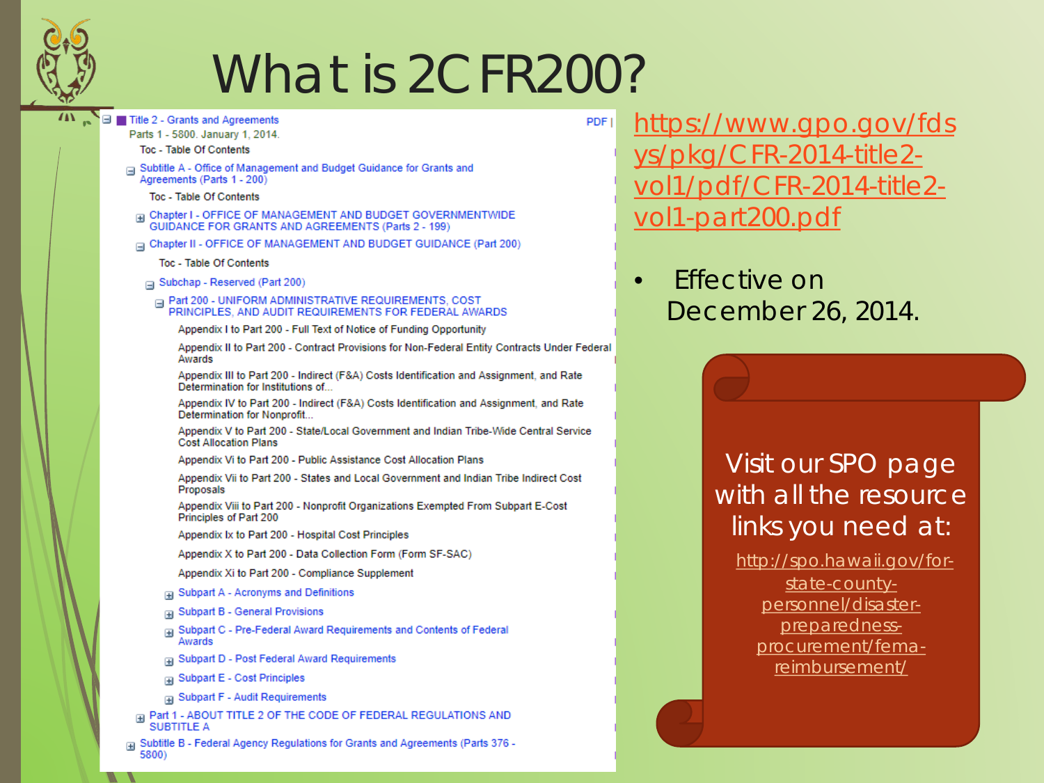# What is 2CFR200?

- Title 2 - Grants and Agreements
  Parts 1 - 5800. January 1, 2014.
  - Toc - Table Of Contents
  - Subtitle A - Office of Management and Budget Guidance for Grants and Agreements (Parts 1 - 200)
    - Toc - Table Of Contents
    - Chapter I - OFFICE OF MANAGEMENT AND BUDGET GOVERNMENTWIDE GUIDANCE FOR GRANTS AND AGREEMENTS (Parts 2 - 199)
    - Chapter II - OFFICE OF MANAGEMENT AND BUDGET GUIDANCE (Part 200)
      - Toc - Table Of Contents
      - Subchap - Reserved (Part 200)
        - Part 200 - UNIFORM ADMINISTRATIVE REQUIREMENTS, COST PRINCIPLES, AND AUDIT REQUIREMENTS FOR FEDERAL AWARDS
          - Appendix I to Part 200 - Full Text of Notice of Funding Opportunity
          - Appendix II to Part 200 - Contract Provisions for Non-Federal Entity Contracts Under Federal Awards
          - Appendix III to Part 200 - Indirect (F&A) Costs Identification and Assignment, and Rate Determination for Institutions of...
          - Appendix IV to Part 200 - Indirect (F&A) Costs Identification and Assignment, and Rate Determination for Nonprofit...
          - Appendix V to Part 200 - State/Local Government and Indian Tribe-Wide Central Service Cost Allocation Plans
          - Appendix Vi to Part 200 - Public Assistance Cost Allocation Plans
          - Appendix Vii to Part 200 - States and Local Government and Indian Tribe Indirect Cost Proposals
          - Appendix Viii to Part 200 - Nonprofit Organizations Exempted From Subpart E-Cost Principles of Part 200
          - Appendix Ix to Part 200 - Hospital Cost Principles
          - Appendix X to Part 200 - Data Collection Form (Form SF-SAC)
          - Appendix Xi to Part 200 - Compliance Supplement
          - Subpart A - Acronyms and Definitions
          - Subpart B - General Provisions
          - Subpart C - Pre-Federal Award Requirements and Contents of Federal Awards
          - Subpart D - Post Federal Award Requirements
          - Subpart E - Cost Principles
          - Subpart F - Audit Requirements
    - Part 1 - ABOUT TITLE 2 OF THE CODE OF FEDERAL REGULATIONS AND SUBTITLE A
  - Subtitle B - Federal Agency Regulations for Grants and Agreements (Parts 376 - 5800)

PDF

https://www.gpo.gov/fdsys/pkg/CFR-2014-title2-vol1/pdf/CFR-2014-title2-vol1-part200.pdf

- Effective on December 26, 2014.

Visit our SPO page with all the resource links you need at:

http://spo.hawaii.gov/for-state-county-personnel/disaster-preparedness-procurement/fema-reimbursement/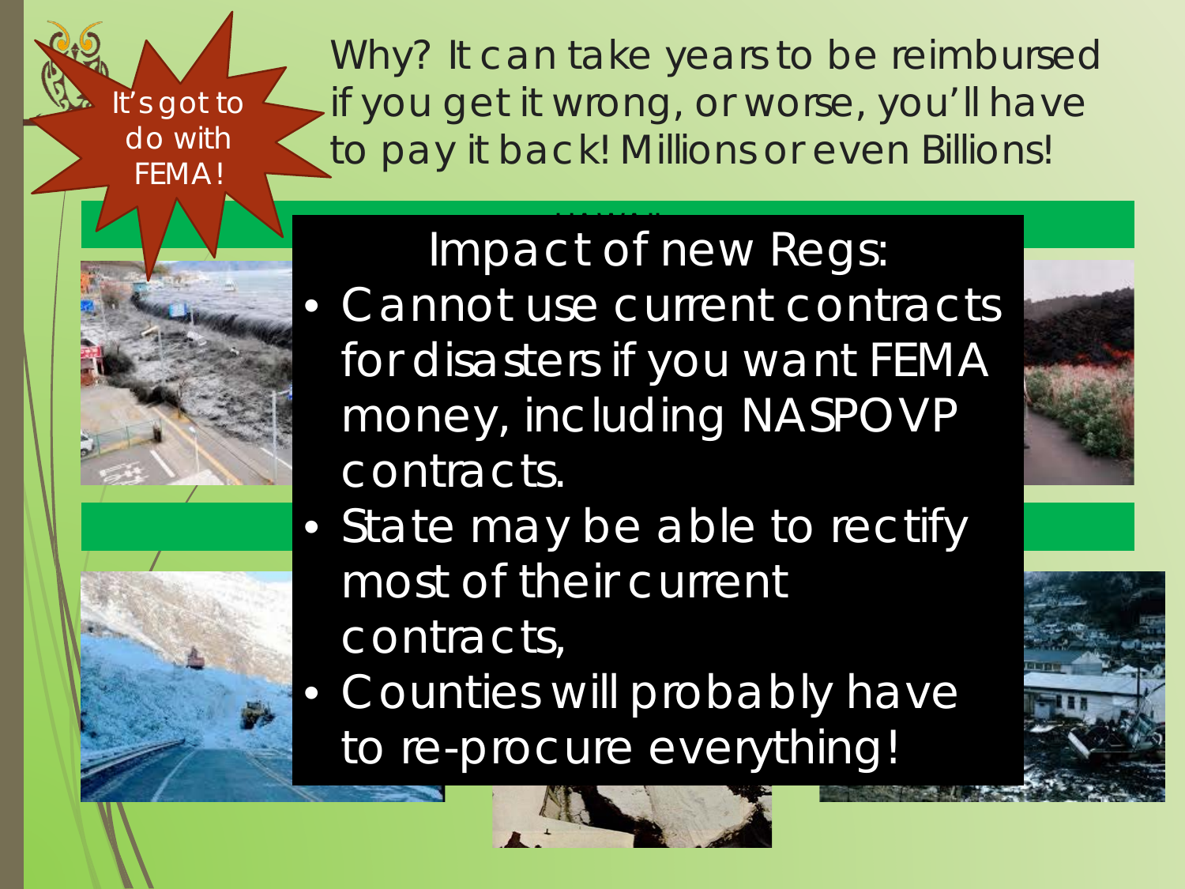It's got to do with FEMA!

Why? It can take years to be reimbursed if you get it wrong, or worse, you'll have to pay it back! Millions or even Billions!

## Impact of new Regs:

- Cannot use current contracts for disasters if you want FEMA money, including NASPOVP contracts.
- State may be able to rectify most of their current contracts,
- Counties will probably have to re-procure everything!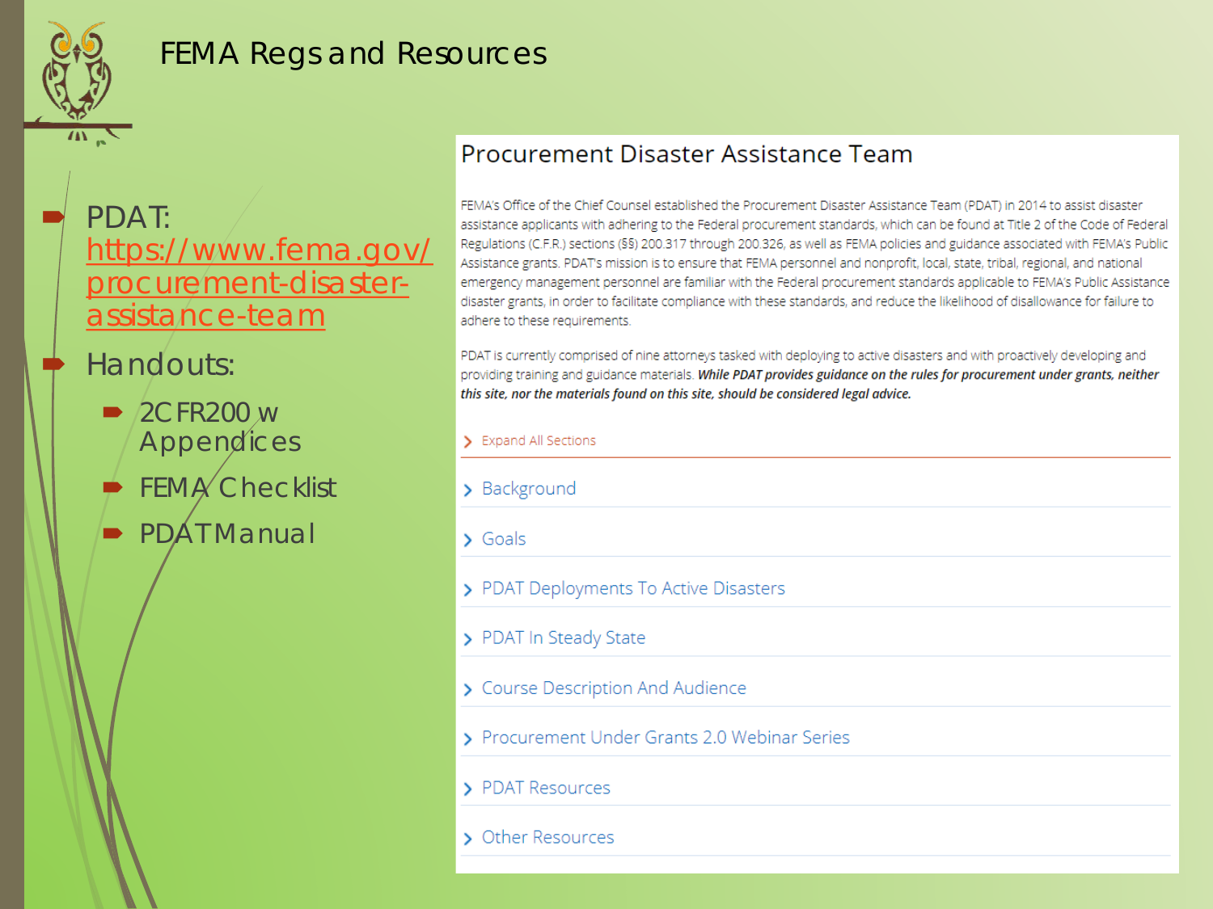# FEMA Regs and Resources

- PDAT: https://www.fema.gov/procurement-disaster-assistance-team
- Handouts:
  - 2CFR200 w Appendices
  - FEMA Checklist
  - PDAT Manual

## Procurement Disaster Assistance Team

FEMA's Office of the Chief Counsel established the Procurement Disaster Assistance Team (PDAT) in 2014 to assist disaster assistance applicants with adhering to the Federal procurement standards, which can be found at Title 2 of the Code of Federal Regulations (C.F.R.) sections (§§) 200.317 through 200.326, as well as FEMA policies and guidance associated with FEMA's Public Assistance grants. PDAT's mission is to ensure that FEMA personnel and nonprofit, local, state, tribal, regional, and national emergency management personnel are familiar with the Federal procurement standards applicable to FEMA's Public Assistance disaster grants, in order to facilitate compliance with these standards, and reduce the likelihood of disallowance for failure to adhere to these requirements.

PDAT is currently comprised of nine attorneys tasked with deploying to active disasters and with proactively developing and providing training and guidance materials. ***While PDAT provides guidance on the rules for procurement under grants, neither this site, nor the materials found on this site, should be considered legal advice.***

› Expand All Sections

› Background

› Goals

› PDAT Deployments To Active Disasters

› PDAT In Steady State

› Course Description And Audience

› Procurement Under Grants 2.0 Webinar Series

› PDAT Resources

› Other Resources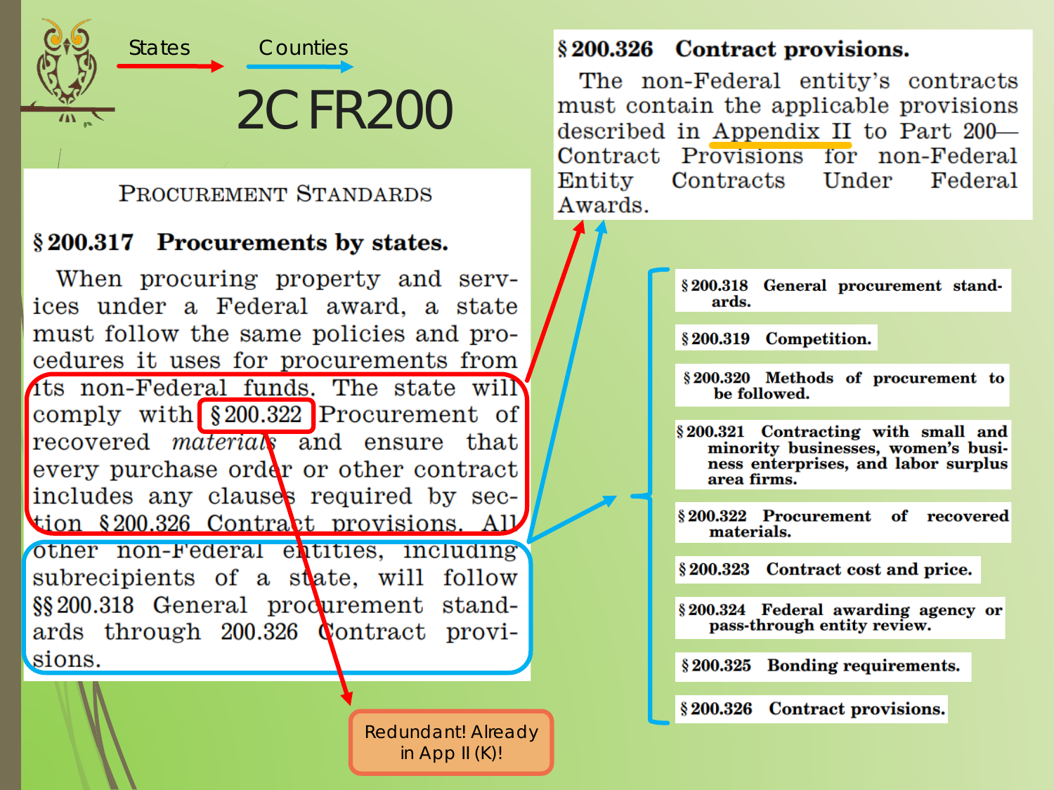States → Counties →

# 2 CFR 200

## Procurement Standards

### § 200.317 Procurements by states.

When procuring property and services under a Federal award, a state must follow the same policies and procedures it uses for procurements from its non-Federal funds. The state will comply with § 200.322 Procurement of recovered *materials* and ensure that every purchase order or other contract includes any clauses required by section § 200.326 Contract provisions. All other non-Federal entities, including subrecipients of a state, will follow §§ 200.318 General procurement standards through 200.326 Contract provisions.

### § 200.326 Contract provisions.

The non-Federal entity's contracts must contain the applicable provisions described in Appendix II to Part 200—Contract Provisions for non-Federal Entity Contracts Under Federal Awards.

- **§ 200.318 General procurement standards.**
- **§ 200.319 Competition.**
- **§ 200.320 Methods of procurement to be followed.**
- **§ 200.321 Contracting with small and minority businesses, women's business enterprises, and labor surplus area firms.**
- **§ 200.322 Procurement of recovered materials.**
- **§ 200.323 Contract cost and price.**
- **§ 200.324 Federal awarding agency or pass-through entity review.**
- **§ 200.325 Bonding requirements.**
- **§ 200.326 Contract provisions.**

Redundant! Already in App II (K)!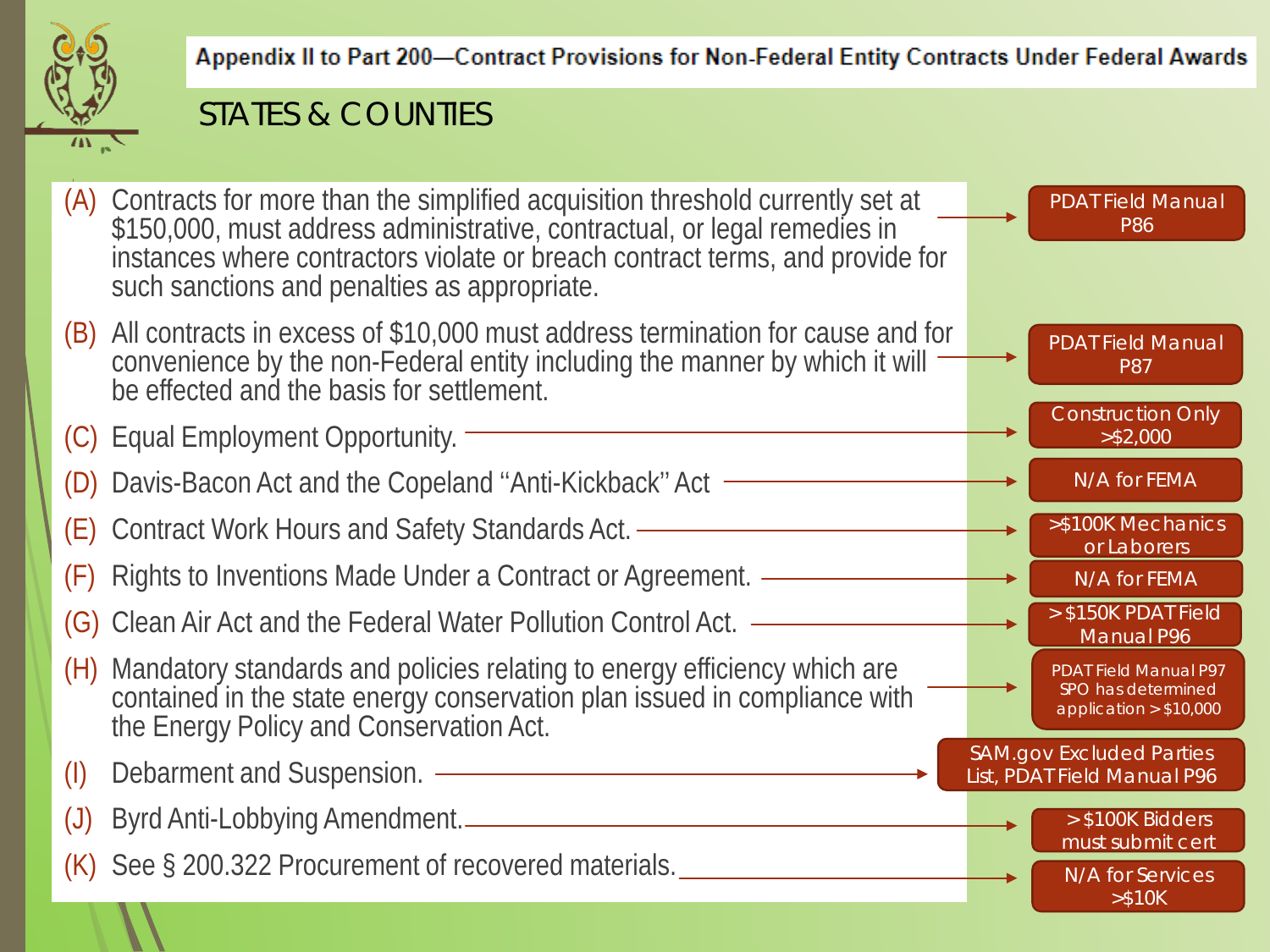## Appendix II to Part 200—Contract Provisions for Non-Federal Entity Contracts Under Federal Awards

# STATES & COUNTIES

| Provision | Note |
|---|---|
| (A) Contracts for more than the simplified acquisition threshold currently set at $150,000, must address administrative, contractual, or legal remedies in instances where contractors violate or breach contract terms, and provide for such sanctions and penalties as appropriate. | PDAT Field Manual P86 |
| (B) All contracts in excess of $10,000 must address termination for cause and for convenience by the non-Federal entity including the manner by which it will be effected and the basis for settlement. | PDAT Field Manual P87 |
| (C) Equal Employment Opportunity. | Construction Only >$2,000 |
| (D) Davis-Bacon Act and the Copeland "Anti-Kickback" Act | N/A for FEMA |
| (E) Contract Work Hours and Safety Standards Act. | >$100K Mechanics or Laborers |
| (F) Rights to Inventions Made Under a Contract or Agreement. | N/A for FEMA |
| (G) Clean Air Act and the Federal Water Pollution Control Act. | > $150K PDAT Field Manual P96 |
| (H) Mandatory standards and policies relating to energy efficiency which are contained in the state energy conservation plan issued in compliance with the Energy Policy and Conservation Act. | PDAT Field Manual P97 SPO has determined application > $10,000 |
| (I) Debarment and Suspension. | SAM.gov Excluded Parties List, PDAT Field Manual P96 |
| (J) Byrd Anti-Lobbying Amendment. | > $100K Bidders must submit cert |
| (K) See § 200.322 Procurement of recovered materials. | N/A for Services >$10K |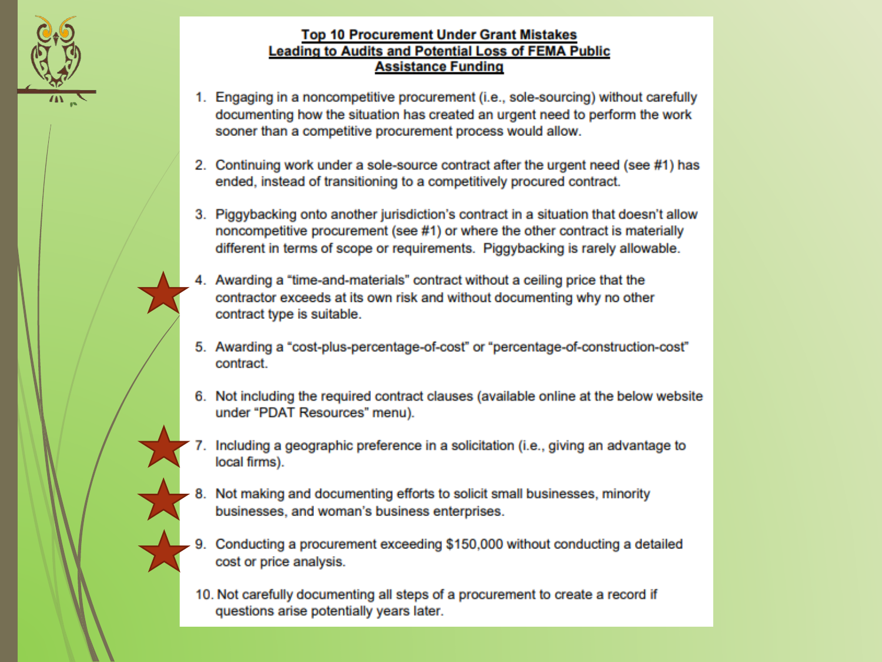# Top 10 Procurement Under Grant Mistakes Leading to Audits and Potential Loss of FEMA Public Assistance Funding

1. Engaging in a noncompetitive procurement (i.e., sole-sourcing) without carefully documenting how the situation has created an urgent need to perform the work sooner than a competitive procurement process would allow.

2. Continuing work under a sole-source contract after the urgent need (see #1) has ended, instead of transitioning to a competitively procured contract.

3. Piggybacking onto another jurisdiction's contract in a situation that doesn't allow noncompetitive procurement (see #1) or where the other contract is materially different in terms of scope or requirements. Piggybacking is rarely allowable.

4. Awarding a "time-and-materials" contract without a ceiling price that the contractor exceeds at its own risk and without documenting why no other contract type is suitable.

5. Awarding a "cost-plus-percentage-of-cost" or "percentage-of-construction-cost" contract.

6. Not including the required contract clauses (available online at the below website under "PDAT Resources" menu).

7. Including a geographic preference in a solicitation (i.e., giving an advantage to local firms).

8. Not making and documenting efforts to solicit small businesses, minority businesses, and woman's business enterprises.

9. Conducting a procurement exceeding $150,000 without conducting a detailed cost or price analysis.

10. Not carefully documenting all steps of a procurement to create a record if questions arise potentially years later.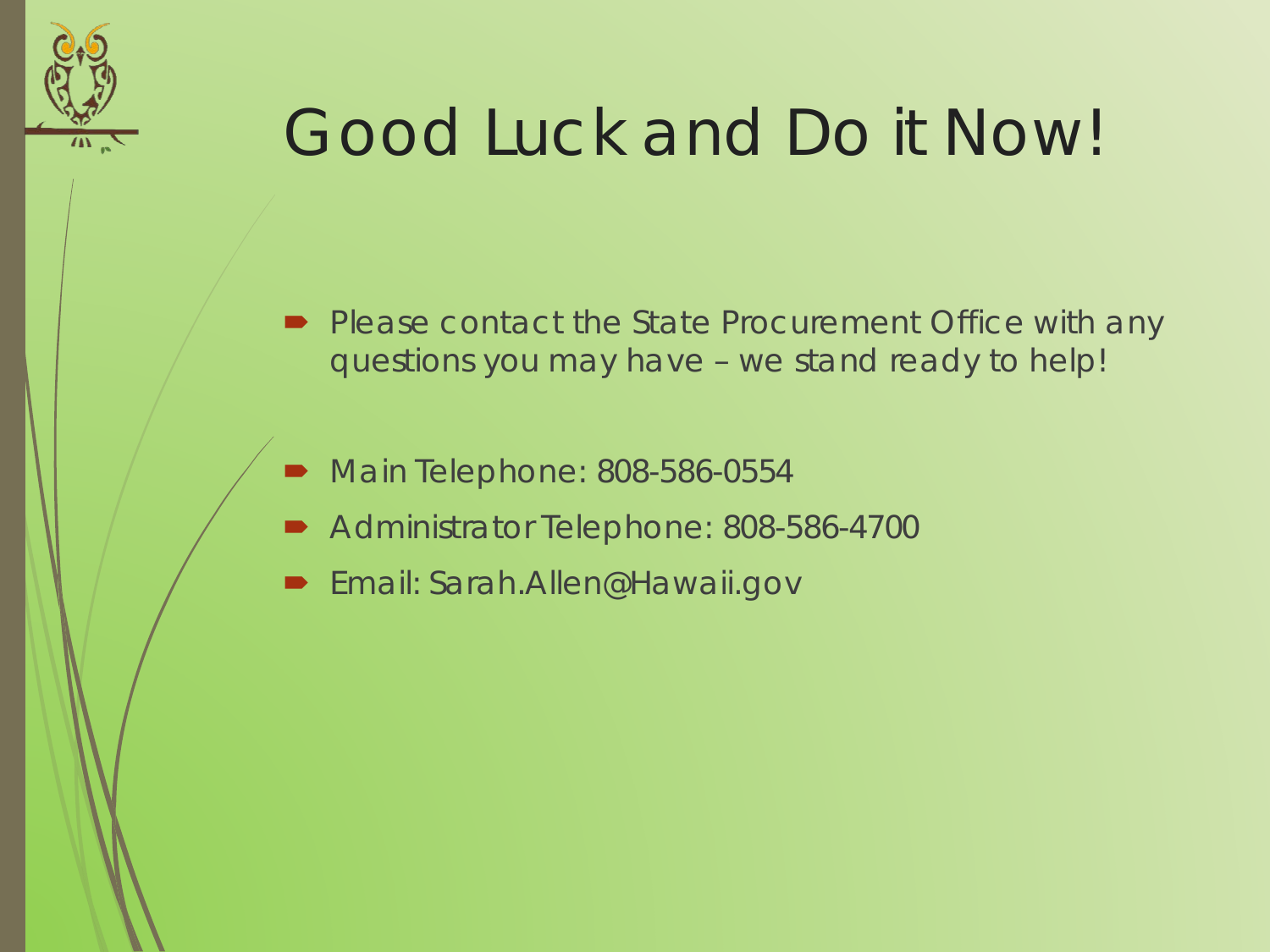# Good Luck and Do it Now!

- Please contact the State Procurement Office with any questions you may have – we stand ready to help!

- Main Telephone: 808-586-0554
- Administrator Telephone: 808-586-4700
- Email: Sarah.Allen@Hawaii.gov